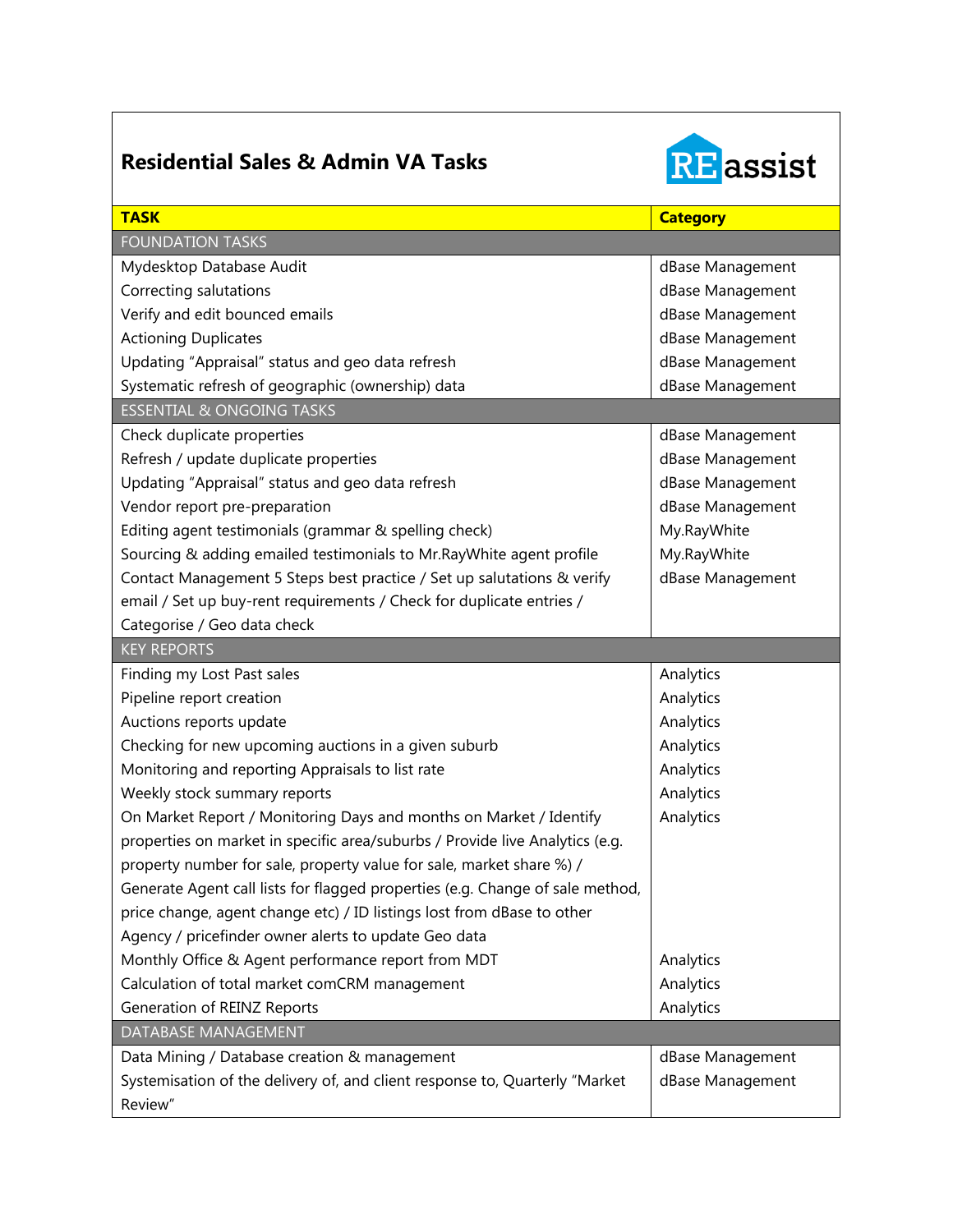# Residential Sales & Admin VA Tasks

REassist

| TASK | Category |
|---|---|
| FOUNDATION TASKS | |
| Mydesktop Database Audit | dBase Management |
| Correcting salutations | dBase Management |
| Verify and edit bounced emails | dBase Management |
| Actioning Duplicates | dBase Management |
| Updating "Appraisal" status and geo data refresh | dBase Management |
| Systematic refresh of geographic (ownership) data | dBase Management |
| ESSENTIAL & ONGOING TASKS | |
| Check duplicate properties | dBase Management |
| Refresh / update duplicate properties | dBase Management |
| Updating "Appraisal" status and geo data refresh | dBase Management |
| Vendor report pre-preparation | dBase Management |
| Editing agent testimonials (grammar & spelling check) | My.RayWhite |
| Sourcing & adding emailed testimonials to Mr.RayWhite agent profile | My.RayWhite |
| Contact Management 5 Steps best practice / Set up salutations & verify email / Set up buy-rent requirements / Check for duplicate entries / Categorise / Geo data check | dBase Management |
| KEY REPORTS | |
| Finding my Lost Past sales | Analytics |
| Pipeline report creation | Analytics |
| Auctions reports update | Analytics |
| Checking for new upcoming auctions in a given suburb | Analytics |
| Monitoring and reporting Appraisals to list rate | Analytics |
| Weekly stock summary reports | Analytics |
| On Market Report / Monitoring Days and months on Market / Identify properties on market in specific area/suburbs / Provide live Analytics (e.g. property number for sale, property value for sale, market share %) / Generate Agent call lists for flagged properties (e.g. Change of sale method, price change, agent change etc) / ID listings lost from dBase to other Agency / pricefinder owner alerts to update Geo data | Analytics |
| Monthly Office & Agent performance report from MDT | Analytics |
| Calculation of total market comCRM management | Analytics |
| Generation of REINZ Reports | Analytics |
| DATABASE MANAGEMENT | |
| Data Mining / Database creation & management | dBase Management |
| Systemisation of the delivery of, and client response to, Quarterly "Market Review" | dBase Management |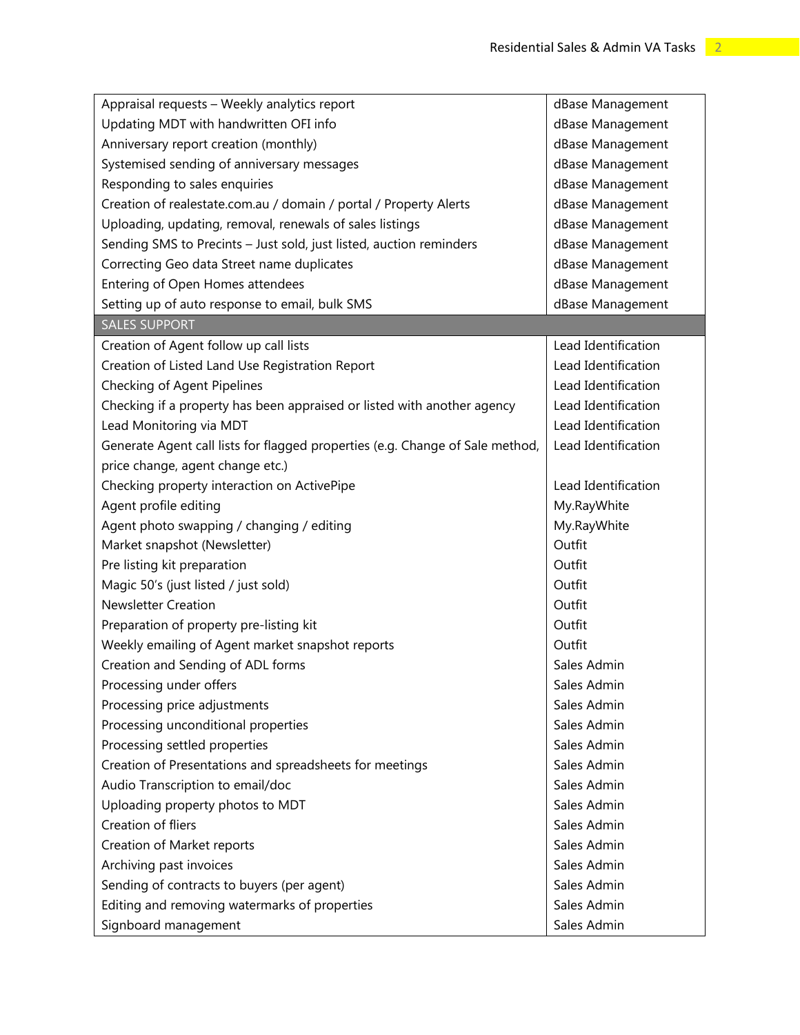| | |
|---|---|
| Appraisal requests – Weekly analytics report | dBase Management |
| Updating MDT with handwritten OFI info | dBase Management |
| Anniversary report creation (monthly) | dBase Management |
| Systemised sending of anniversary messages | dBase Management |
| Responding to sales enquiries | dBase Management |
| Creation of realestate.com.au / domain / portal / Property Alerts | dBase Management |
| Uploading, updating, removal, renewals of sales listings | dBase Management |
| Sending SMS to Precints – Just sold, just listed, auction reminders | dBase Management |
| Correcting Geo data Street name duplicates | dBase Management |
| Entering of Open Homes attendees | dBase Management |
| Setting up of auto response to email, bulk SMS | dBase Management |
| SALES SUPPORT | |
| Creation of Agent follow up call lists | Lead Identification |
| Creation of Listed Land Use Registration Report | Lead Identification |
| Checking of Agent Pipelines | Lead Identification |
| Checking if a property has been appraised or listed with another agency | Lead Identification |
| Lead Monitoring via MDT | Lead Identification |
| Generate Agent call lists for flagged properties (e.g. Change of Sale method, price change, agent change etc.) | Lead Identification |
| Checking property interaction on ActivePipe | Lead Identification |
| Agent profile editing | My.RayWhite |
| Agent photo swapping / changing / editing | My.RayWhite |
| Market snapshot (Newsletter) | Outfit |
| Pre listing kit preparation | Outfit |
| Magic 50's (just listed / just sold) | Outfit |
| Newsletter Creation | Outfit |
| Preparation of property pre-listing kit | Outfit |
| Weekly emailing of Agent market snapshot reports | Outfit |
| Creation and Sending of ADL forms | Sales Admin |
| Processing under offers | Sales Admin |
| Processing price adjustments | Sales Admin |
| Processing unconditional properties | Sales Admin |
| Processing settled properties | Sales Admin |
| Creation of Presentations and spreadsheets for meetings | Sales Admin |
| Audio Transcription to email/doc | Sales Admin |
| Uploading property photos to MDT | Sales Admin |
| Creation of fliers | Sales Admin |
| Creation of Market reports | Sales Admin |
| Archiving past invoices | Sales Admin |
| Sending of contracts to buyers (per agent) | Sales Admin |
| Editing and removing watermarks of properties | Sales Admin |
| Signboard management | Sales Admin |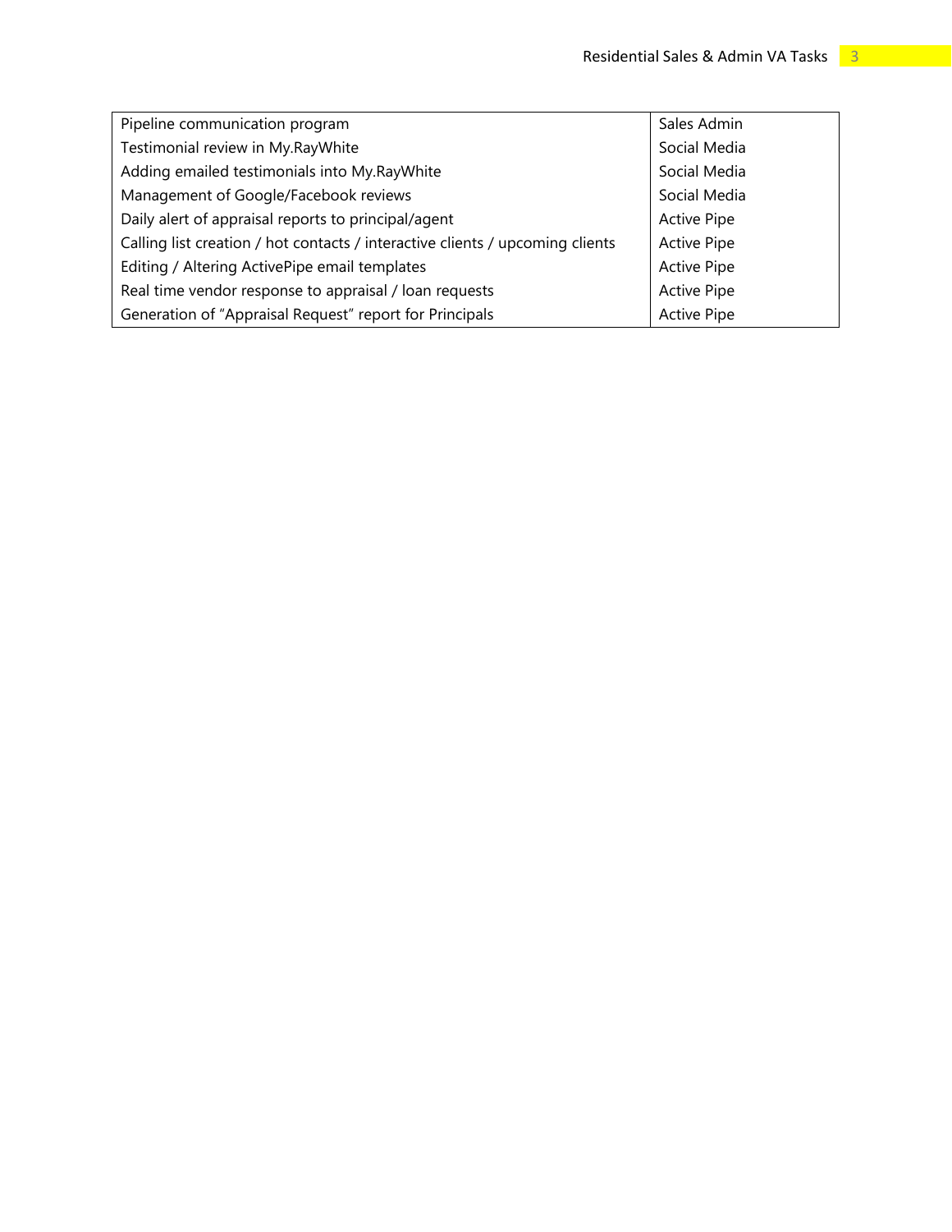| | |
|---|---|
| Pipeline communication program | Sales Admin |
| Testimonial review in My.RayWhite | Social Media |
| Adding emailed testimonials into My.RayWhite | Social Media |
| Management of Google/Facebook reviews | Social Media |
| Daily alert of appraisal reports to principal/agent | Active Pipe |
| Calling list creation / hot contacts / interactive clients / upcoming clients | Active Pipe |
| Editing / Altering ActivePipe email templates | Active Pipe |
| Real time vendor response to appraisal / loan requests | Active Pipe |
| Generation of "Appraisal Request" report for Principals | Active Pipe |